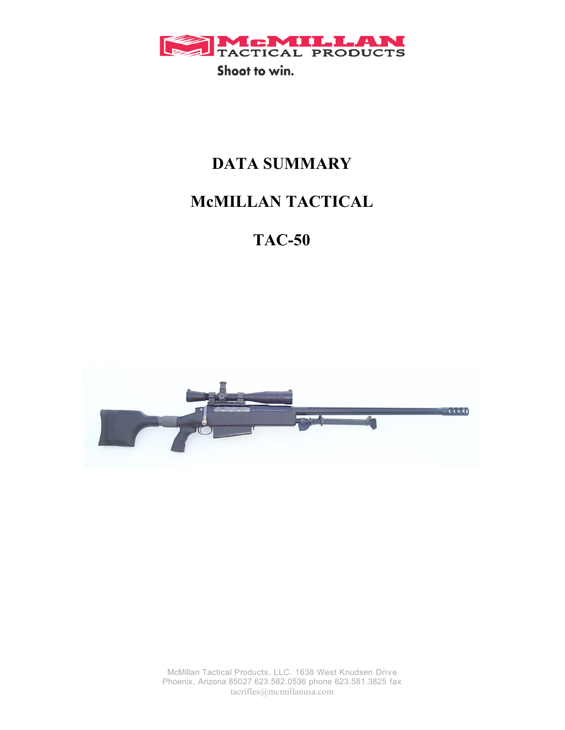McMILLAN TACTICAL PRODUCTS

Shoot to win.

# DATA SUMMARY

# McMILLAN TACTICAL

# TAC-50

McMillan Tactical Products, LLC. 1638 West Knudsen Drive
Phoenix, Arizona 85027 623.582.0536 phone 623.581.3825 fax
tacrifles@mcmillanusa.com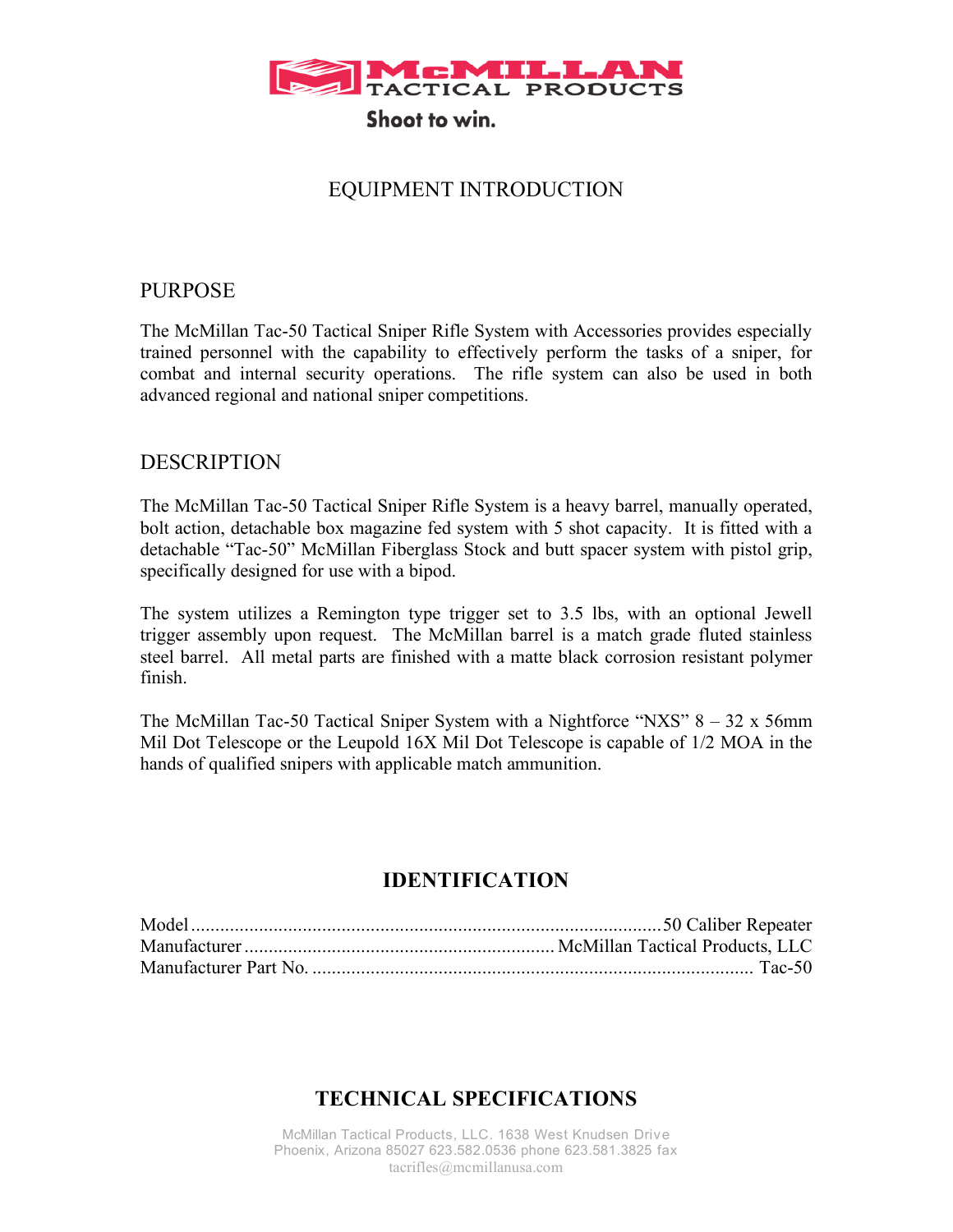# McMILLAN TACTICAL PRODUCTS

**Shoot to win.**

## EQUIPMENT INTRODUCTION

### PURPOSE

The McMillan Tac-50 Tactical Sniper Rifle System with Accessories provides especially trained personnel with the capability to effectively perform the tasks of a sniper, for combat and internal security operations. The rifle system can also be used in both advanced regional and national sniper competitions.

### DESCRIPTION

The McMillan Tac-50 Tactical Sniper Rifle System is a heavy barrel, manually operated, bolt action, detachable box magazine fed system with 5 shot capacity. It is fitted with a detachable "Tac-50" McMillan Fiberglass Stock and butt spacer system with pistol grip, specifically designed for use with a bipod.

The system utilizes a Remington type trigger set to 3.5 lbs, with an optional Jewell trigger assembly upon request. The McMillan barrel is a match grade fluted stainless steel barrel. All metal parts are finished with a matte black corrosion resistant polymer finish.

The McMillan Tac-50 Tactical Sniper System with a Nightforce "NXS" 8 – 32 x 56mm Mil Dot Telescope or the Leupold 16X Mil Dot Telescope is capable of 1/2 MOA in the hands of qualified snipers with applicable match ammunition.

## IDENTIFICATION

Model ........................................................ 50 Caliber Repeater
Manufacturer ........................................ McMillan Tactical Products, LLC
Manufacturer Part No. ........................................................ Tac-50

## TECHNICAL SPECIFICATIONS

McMillan Tactical Products, LLC. 1638 West Knudsen Drive
Phoenix, Arizona 85027 623.582.0536 phone 623.581.3825 fax
tacrifles@mcmillanusa.com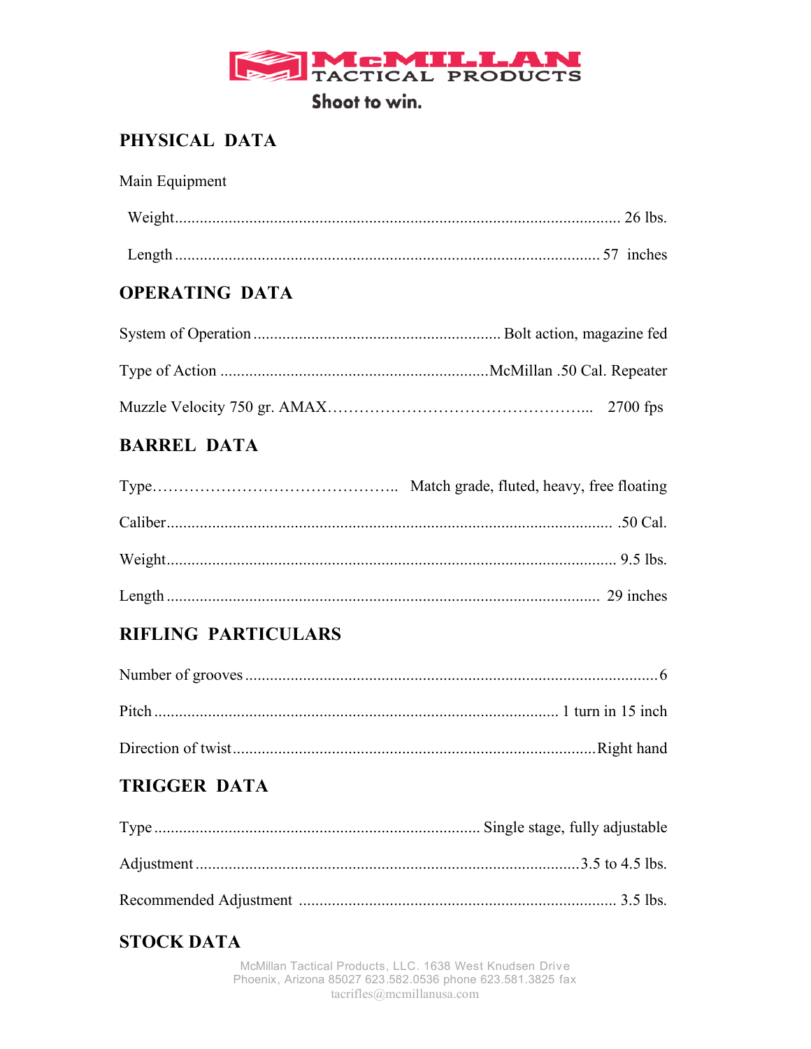McMILLAN TACTICAL PRODUCTS

Shoot to win.

## PHYSICAL DATA

Main Equipment

Weight........................................................................................................... 26 lbs.

Length ...................................................................................................... 57 inches

## OPERATING DATA

System of Operation ........................................................... Bolt action, magazine fed

Type of Action .................................................................McMillan .50 Cal. Repeater

Muzzle Velocity 750 gr. AMAX…………………………………………... 2700 fps

## BARREL DATA

Type……………………………………….. Match grade, fluted, heavy, free floating

Caliber.......................................................................................................... .50 Cal.

Weight........................................................................................................... 9.5 lbs.

Length ....................................................................................................... 29 inches

## RIFLING PARTICULARS

Number of grooves ....................................................................................................6

Pitch ................................................................................................ 1 turn in 15 inch

Direction of twist........................................................................................Right hand

## TRIGGER DATA

Type ............................................................................... Single stage, fully adjustable

Adjustment ............................................................................................3.5 to 4.5 lbs.

Recommended Adjustment ............................................................................ 3.5 lbs.

## STOCK DATA

McMillan Tactical Products, LLC. 1638 West Knudsen Drive
Phoenix, Arizona 85027 623.582.0536 phone 623.581.3825 fax
tacrifles@mcmillanusa.com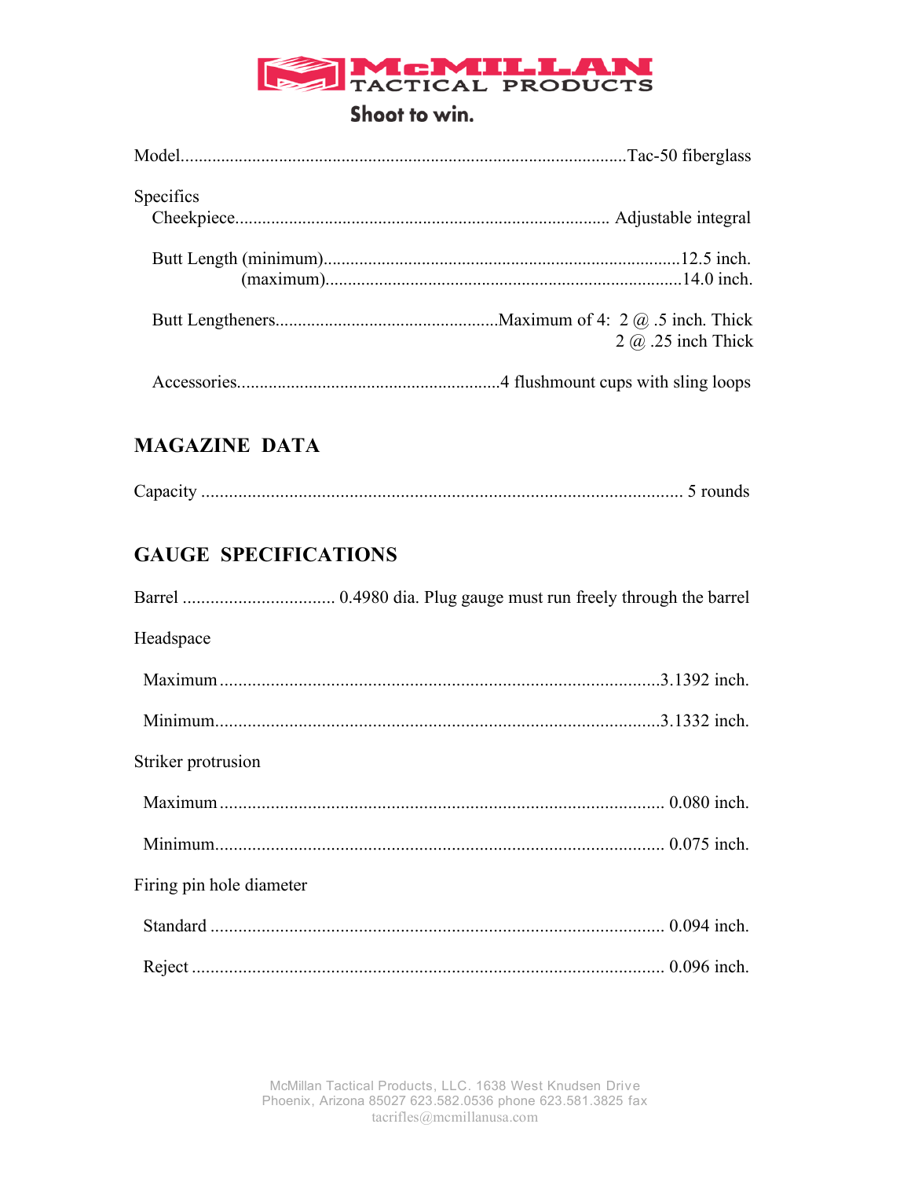# McMILLAN TACTICAL PRODUCTS

**Shoot to win.**

Model.................................................................................................Tac-50 fiberglass

Specifics

Cheekpiece.................................................................................. Adjustable integral

Butt Length (minimum)..............................................................................12.5 inch.
(maximum)..............................................................................14.0 inch.

Butt Lengtheners.................................................Maximum of 4: 2 @ .5 inch. Thick
2 @ .25 inch Thick

Accessories..........................................................4 flushmount cups with sling loops

## MAGAZINE DATA

Capacity ........................................................................................................ 5 rounds

## GAUGE SPECIFICATIONS

Barrel ................................. 0.4980 dia. Plug gauge must run freely through the barrel

Headspace

Maximum ..............................................................................................3.1392 inch.

Minimum...............................................................................................3.1332 inch.

Striker protrusion

Maximum ............................................................................................... 0.080 inch.

Minimum................................................................................................ 0.075 inch.

Firing pin hole diameter

Standard ................................................................................................. 0.094 inch.

Reject ..................................................................................................... 0.096 inch.

McMillan Tactical Products, LLC. 1638 West Knudsen Drive
Phoenix, Arizona 85027 623.582.0536 phone 623.581.3825 fax
tacrifles@mcmillanusa.com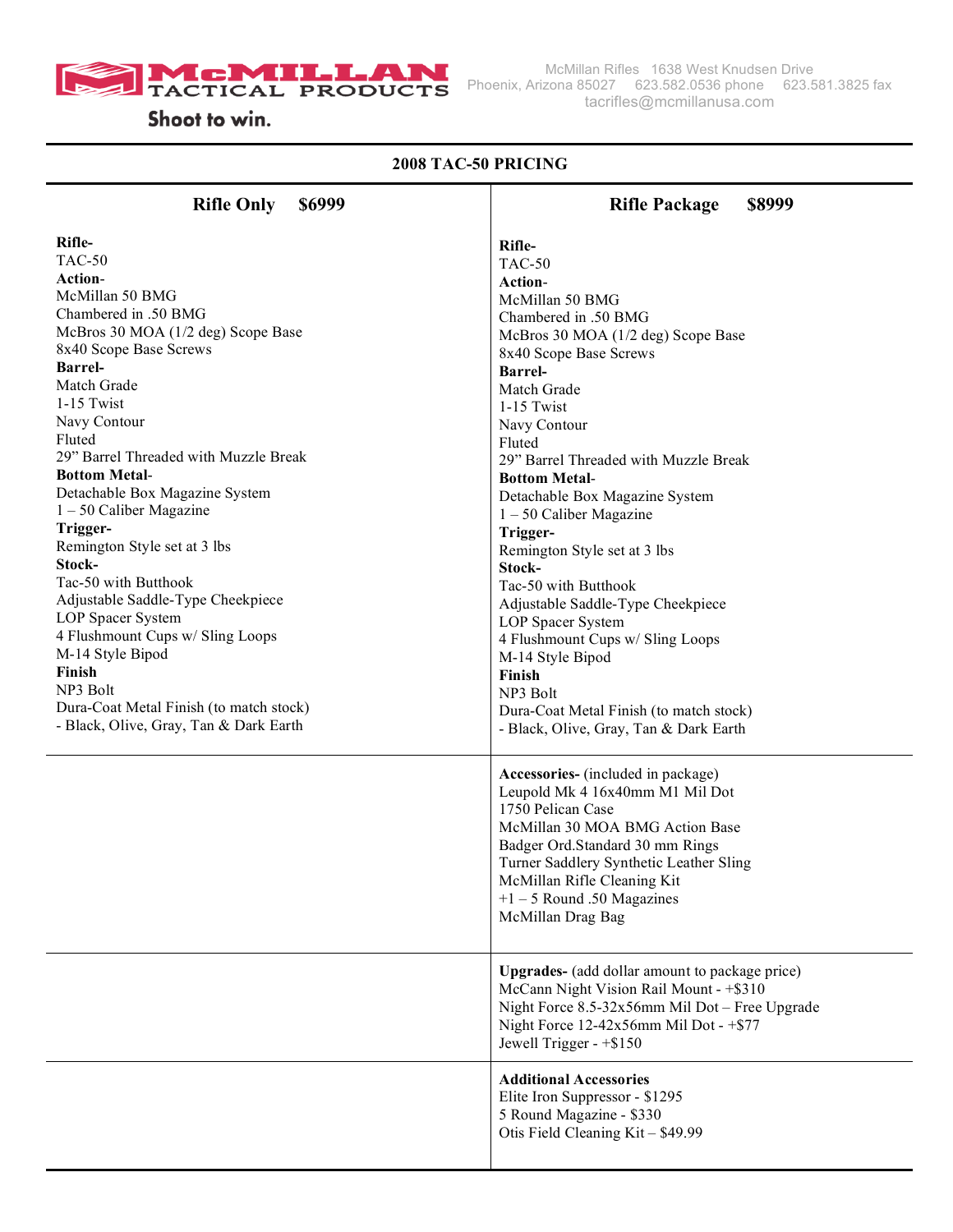**McMILLAN TACTICAL PRODUCTS**
**Shoot to win.**

McMillan Rifles 1638 West Knudsen Drive
Phoenix, Arizona 85027 623.582.0536 phone 623.581.3825 fax
tacrifles@mcmillanusa.com

## 2008 TAC-50 PRICING

| Rifle Only $6999 | Rifle Package $8999 |
|---|---|
| **Rifle-**<br>TAC-50<br>**Action-**<br>McMillan 50 BMG<br>Chambered in .50 BMG<br>McBros 30 MOA (1/2 deg) Scope Base<br>8x40 Scope Base Screws<br>**Barrel-**<br>Match Grade<br>1-15 Twist<br>Navy Contour<br>Fluted<br>29" Barrel Threaded with Muzzle Break<br>**Bottom Metal-**<br>Detachable Box Magazine System<br>1 – 50 Caliber Magazine<br>**Trigger-**<br>Remington Style set at 3 lbs<br>**Stock-**<br>Tac-50 with Butthook<br>Adjustable Saddle-Type Cheekpiece<br>LOP Spacer System<br>4 Flushmount Cups w/ Sling Loops<br>M-14 Style Bipod<br>**Finish**<br>NP3 Bolt<br>Dura-Coat Metal Finish (to match stock)<br>- Black, Olive, Gray, Tan & Dark Earth | **Rifle-**<br>TAC-50<br>**Action-**<br>McMillan 50 BMG<br>Chambered in .50 BMG<br>McBros 30 MOA (1/2 deg) Scope Base<br>8x40 Scope Base Screws<br>**Barrel-**<br>Match Grade<br>1-15 Twist<br>Navy Contour<br>Fluted<br>29" Barrel Threaded with Muzzle Break<br>**Bottom Metal-**<br>Detachable Box Magazine System<br>1 – 50 Caliber Magazine<br>**Trigger-**<br>Remington Style set at 3 lbs<br>**Stock-**<br>Tac-50 with Butthook<br>Adjustable Saddle-Type Cheekpiece<br>LOP Spacer System<br>4 Flushmount Cups w/ Sling Loops<br>M-14 Style Bipod<br>**Finish**<br>NP3 Bolt<br>Dura-Coat Metal Finish (to match stock)<br>- Black, Olive, Gray, Tan & Dark Earth |
| | **Accessories-** (included in package)<br>Leupold Mk 4 16x40mm M1 Mil Dot<br>1750 Pelican Case<br>McMillan 30 MOA BMG Action Base<br>Badger Ord.Standard 30 mm Rings<br>Turner Saddlery Synthetic Leather Sling<br>McMillan Rifle Cleaning Kit<br>+1 – 5 Round .50 Magazines<br>McMillan Drag Bag |
| | **Upgrades-** (add dollar amount to package price)<br>McCann Night Vision Rail Mount - +$310<br>Night Force 8.5-32x56mm Mil Dot – Free Upgrade<br>Night Force 12-42x56mm Mil Dot - +$77<br>Jewell Trigger - +$150 |
| | **Additional Accessories**<br>Elite Iron Suppressor - $1295<br>5 Round Magazine - $330<br>Otis Field Cleaning Kit – $49.99 |